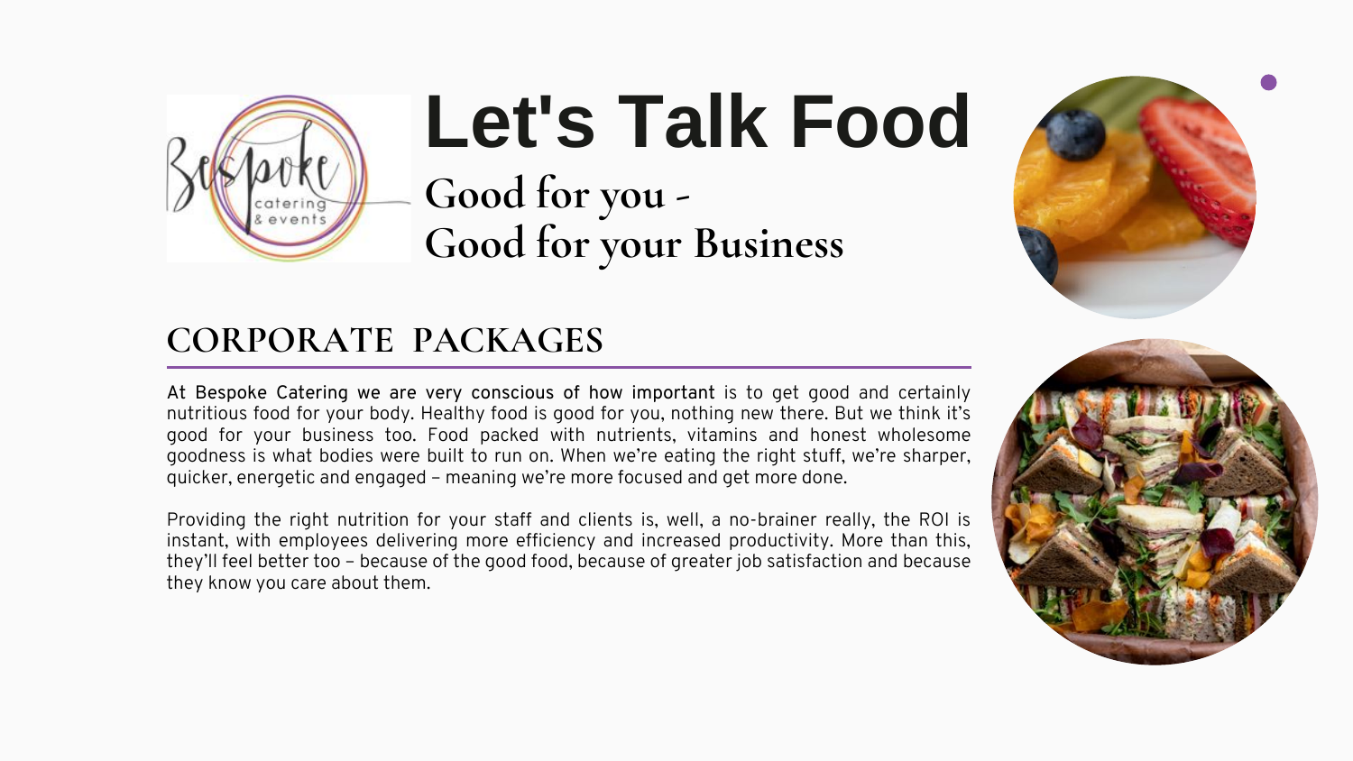# Let's Talk Food

## Good for you - Good for your Business

## CORPORATE PACKAGES

At Bespoke Catering we are very conscious of how important is to get good and certainly nutritious food for your body. Healthy food is good for you, nothing new there. But we think it's good for your business too. Food packed with nutrients, vitamins and honest wholesome goodness is what bodies were built to run on. When we're eating the right stuff, we're sharper, quicker, energetic and engaged – meaning we're more focused and get more done.

Providing the right nutrition for your staff and clients is, well, a no-brainer really, the ROI is instant, with employees delivering more efficiency and increased productivity. More than this, they'll feel better too – because of the good food, because of greater job satisfaction and because they know you care about them.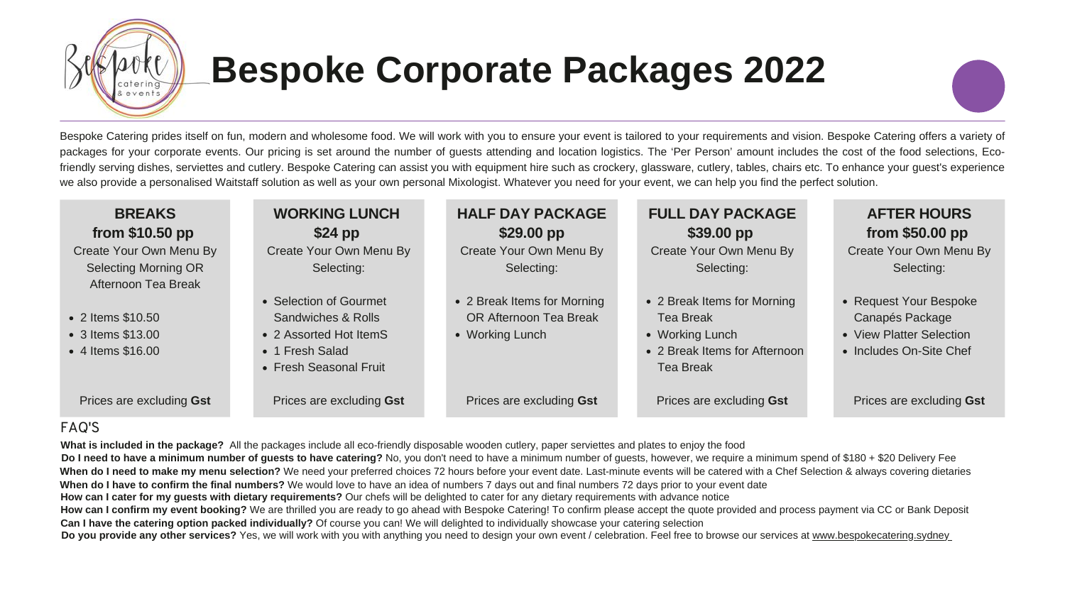# Bespoke Corporate Packages 2022

Bespoke Catering prides itself on fun, modern and wholesome food. We will work with you to ensure your event is tailored to your requirements and vision. Bespoke Catering offers a variety of packages for your corporate events. Our pricing is set around the number of guests attending and location logistics. The 'Per Person' amount includes the cost of the food selections, Eco-friendly serving dishes, serviettes and cutlery. Bespoke Catering can assist you with equipment hire such as crockery, glassware, cutlery, tables, chairs etc. To enhance your guest's experience we also provide a personalised Waitstaff solution as well as your own personal Mixologist. Whatever you need for your event, we can help you find the perfect solution.

### BREAKS
**from $10.50 pp**

Create Your Own Menu By Selecting Morning OR Afternoon Tea Break

- 2 Items $10.50
- 3 Items $13.00
- 4 Items $16.00

Prices are excluding **Gst**

### WORKING LUNCH
**$24 pp**

Create Your Own Menu By Selecting:

- Selection of Gourmet Sandwiches & Rolls
- 2 Assorted Hot ItemS
- 1 Fresh Salad
- Fresh Seasonal Fruit

Prices are excluding **Gst**

### HALF DAY PACKAGE
**$29.00 pp**

Create Your Own Menu By Selecting:

- 2 Break Items for Morning OR Afternoon Tea Break
- Working Lunch

Prices are excluding **Gst**

### FULL DAY PACKAGE
**$39.00 pp**

Create Your Own Menu By Selecting:

- 2 Break Items for Morning Tea Break
- Working Lunch
- 2 Break Items for Afternoon Tea Break

Prices are excluding **Gst**

### AFTER HOURS
**from $50.00 pp**

Create Your Own Menu By Selecting:

- Request Your Bespoke Canapés Package
- View Platter Selection
- Includes On-Site Chef

Prices are excluding **Gst**

## FAQ'S

**What is included in the package?** All the packages include all eco-friendly disposable wooden cutlery, paper serviettes and plates to enjoy the food

**Do I need to have a minimum number of guests to have catering?** No, you don't need to have a minimum number of guests, however, we require a minimum spend of $180 + $20 Delivery Fee

**When do I need to make my menu selection?** We need your preferred choices 72 hours before your event date. Last-minute events will be catered with a Chef Selection & always covering dietaries

**When do I have to confirm the final numbers?** We would love to have an idea of numbers 7 days out and final numbers 72 days prior to your event date

**How can I cater for my guests with dietary requirements?** Our chefs will be delighted to cater for any dietary requirements with advance notice

**How can I confirm my event booking?** We are thrilled you are ready to go ahead with Bespoke Catering! To confirm please accept the quote provided and process payment via CC or Bank Deposit

**Can I have the catering option packed individually?** Of course you can! We will delighted to individually showcase your catering selection

**Do you provide any other services?** Yes, we will work with you with anything you need to design your own event / celebration. Feel free to browse our services at www.bespokecatering.sydney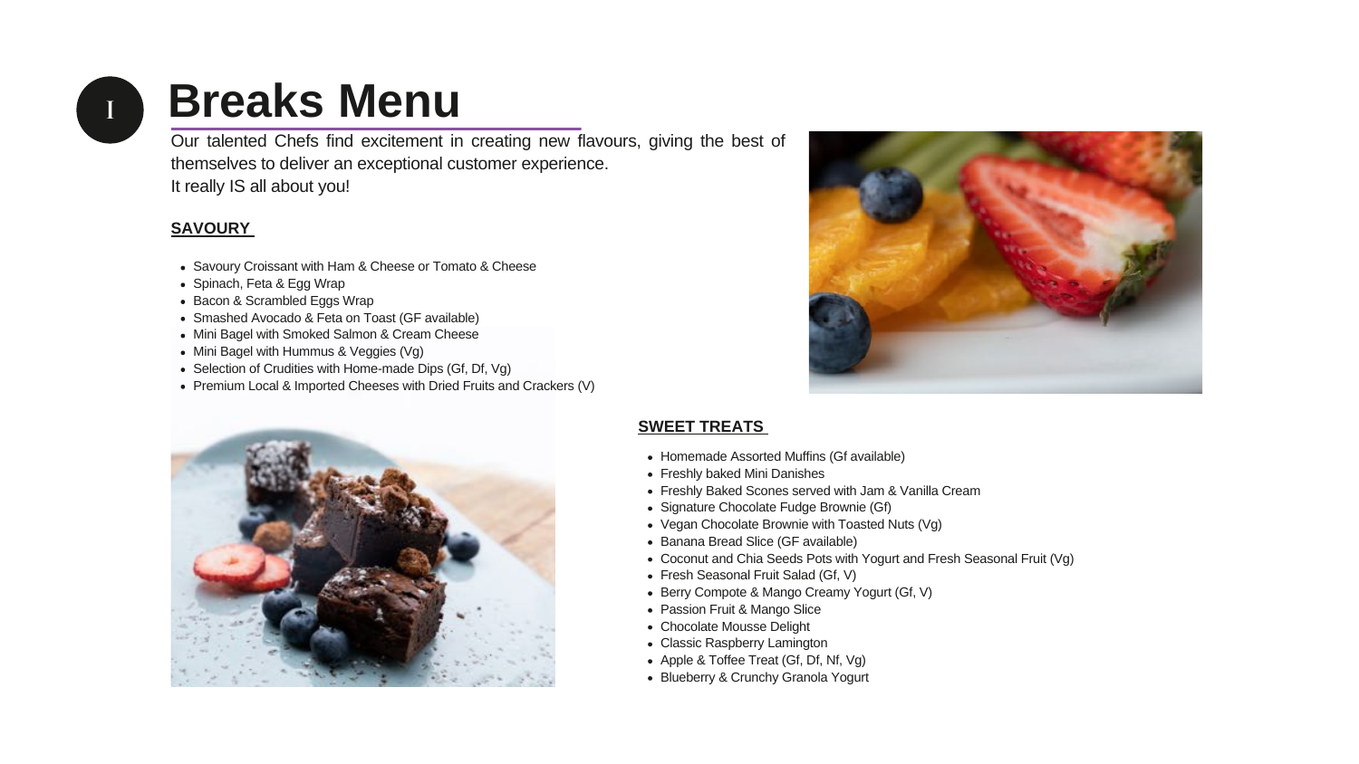# Breaks Menu

Our talented Chefs find excitement in creating new flavours, giving the best of themselves to deliver an exceptional customer experience.
It really IS all about you!

## SAVOURY

- Savoury Croissant with Ham & Cheese or Tomato & Cheese
- Spinach, Feta & Egg Wrap
- Bacon & Scrambled Eggs Wrap
- Smashed Avocado & Feta on Toast (GF available)
- Mini Bagel with Smoked Salmon & Cream Cheese
- Mini Bagel with Hummus & Veggies (Vg)
- Selection of Crudities with Home-made Dips (Gf, Df, Vg)
- Premium Local & Imported Cheeses with Dried Fruits and Crackers (V)

## SWEET TREATS

- Homemade Assorted Muffins (Gf available)
- Freshly baked Mini Danishes
- Freshly Baked Scones served with Jam & Vanilla Cream
- Signature Chocolate Fudge Brownie (Gf)
- Vegan Chocolate Brownie with Toasted Nuts (Vg)
- Banana Bread Slice (GF available)
- Coconut and Chia Seeds Pots with Yogurt and Fresh Seasonal Fruit (Vg)
- Fresh Seasonal Fruit Salad (Gf, V)
- Berry Compote & Mango Creamy Yogurt (Gf, V)
- Passion Fruit & Mango Slice
- Chocolate Mousse Delight
- Classic Raspberry Lamington
- Apple & Toffee Treat (Gf, Df, Nf, Vg)
- Blueberry & Crunchy Granola Yogurt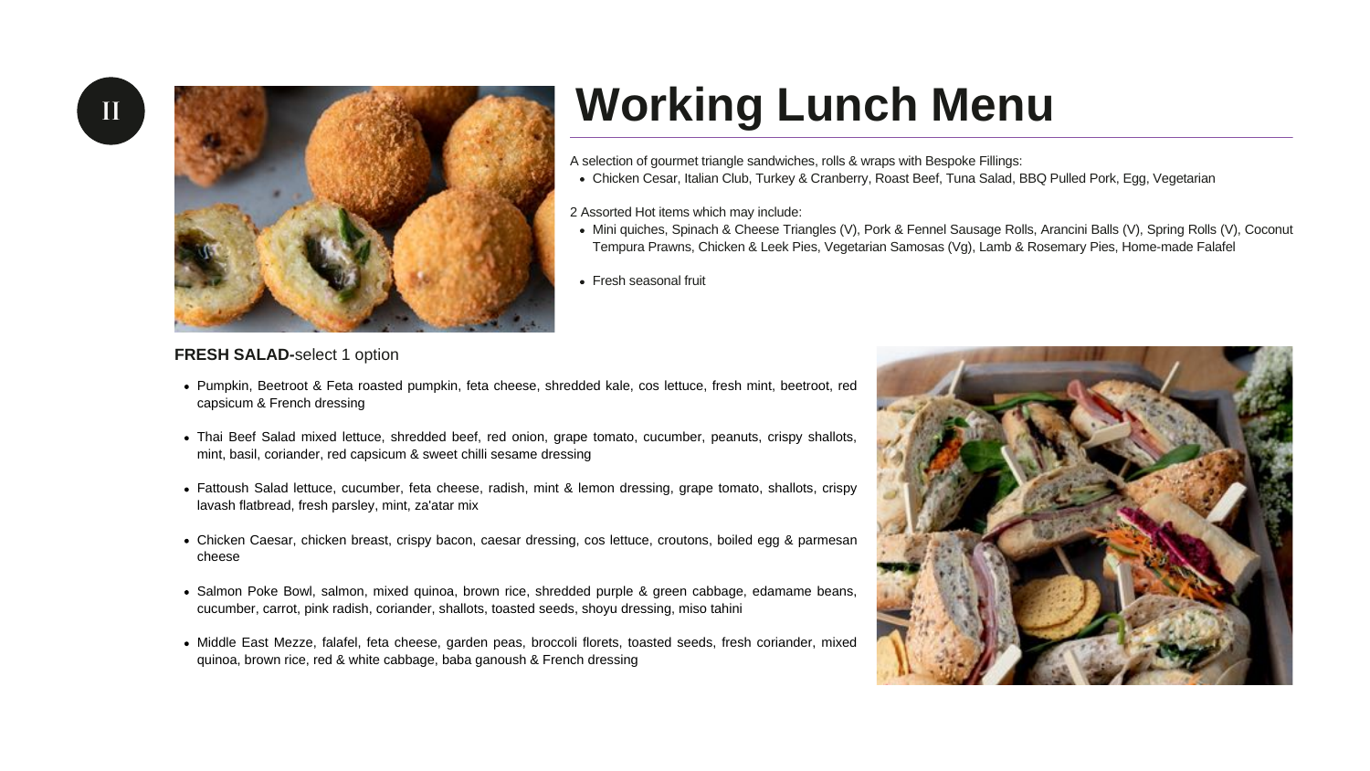# Working Lunch Menu

A selection of gourmet triangle sandwiches, rolls & wraps with Bespoke Fillings:

- Chicken Cesar, Italian Club, Turkey & Cranberry, Roast Beef, Tuna Salad, BBQ Pulled Pork, Egg, Vegetarian

2 Assorted Hot items which may include:

- Mini quiches, Spinach & Cheese Triangles (V), Pork & Fennel Sausage Rolls, Arancini Balls (V), Spring Rolls (V), Coconut Tempura Prawns, Chicken & Leek Pies, Vegetarian Samosas (Vg), Lamb & Rosemary Pies, Home-made Falafel

- Fresh seasonal fruit

**FRESH SALAD-**select 1 option

- Pumpkin, Beetroot & Feta roasted pumpkin, feta cheese, shredded kale, cos lettuce, fresh mint, beetroot, red capsicum & French dressing
- Thai Beef Salad mixed lettuce, shredded beef, red onion, grape tomato, cucumber, peanuts, crispy shallots, mint, basil, coriander, red capsicum & sweet chilli sesame dressing
- Fattoush Salad lettuce, cucumber, feta cheese, radish, mint & lemon dressing, grape tomato, shallots, crispy lavash flatbread, fresh parsley, mint, za'atar mix
- Chicken Caesar, chicken breast, crispy bacon, caesar dressing, cos lettuce, croutons, boiled egg & parmesan cheese
- Salmon Poke Bowl, salmon, mixed quinoa, brown rice, shredded purple & green cabbage, edamame beans, cucumber, carrot, pink radish, coriander, shallots, toasted seeds, shoyu dressing, miso tahini
- Middle East Mezze, falafel, feta cheese, garden peas, broccoli florets, toasted seeds, fresh coriander, mixed quinoa, brown rice, red & white cabbage, baba ganoush & French dressing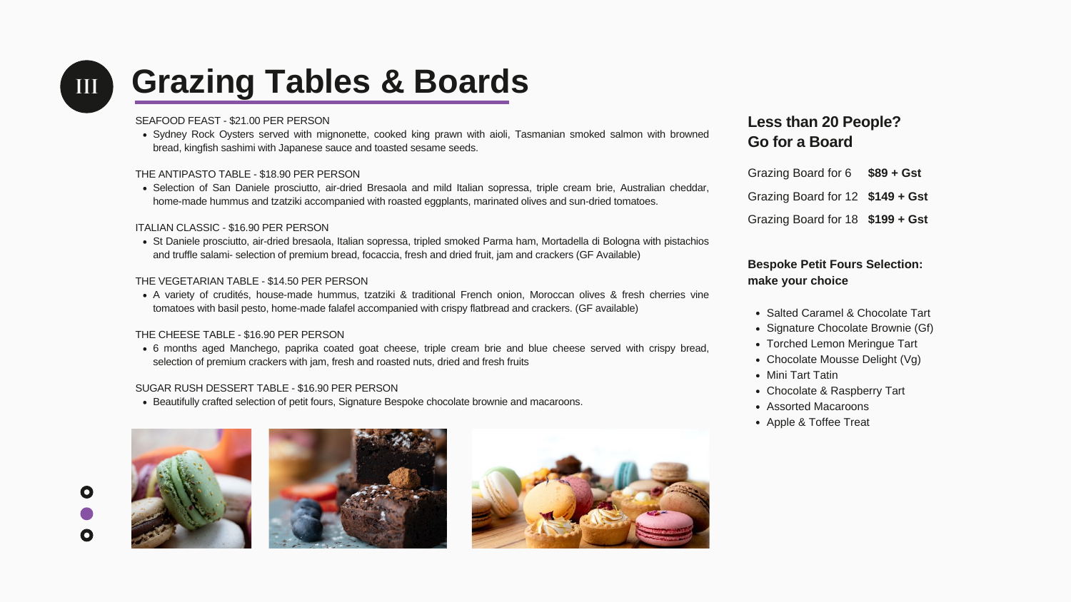# Grazing Tables & Boards

SEAFOOD FEAST - $21.00 PER PERSON

- Sydney Rock Oysters served with mignonette, cooked king prawn with aioli, Tasmanian smoked salmon with browned bread, kingfish sashimi with Japanese sauce and toasted sesame seeds.

THE ANTIPASTO TABLE - $18.90 PER PERSON

- Selection of San Daniele prosciutto, air-dried Bresaola and mild Italian sopressa, triple cream brie, Australian cheddar, home-made hummus and tzatziki accompanied with roasted eggplants, marinated olives and sun-dried tomatoes.

ITALIAN CLASSIC - $16.90 PER PERSON

- St Daniele prosciutto, air-dried bresaola, Italian sopressa, tripled smoked Parma ham, Mortadella di Bologna with pistachios and truffle salami- selection of premium bread, focaccia, fresh and dried fruit, jam and crackers (GF Available)

THE VEGETARIAN TABLE - $14.50 PER PERSON

- A variety of crudités, house-made hummus, tzatziki & traditional French onion, Moroccan olives & fresh cherries vine tomatoes with basil pesto, home-made falafel accompanied with crispy flatbread and crackers. (GF available)

THE CHEESE TABLE - $16.90 PER PERSON

- 6 months aged Manchego, paprika coated goat cheese, triple cream brie and blue cheese served with crispy bread, selection of premium crackers with jam, fresh and roasted nuts, dried and fresh fruits

SUGAR RUSH DESSERT TABLE - $16.90 PER PERSON

- Beautifully crafted selection of petit fours, Signature Bespoke chocolate brownie and macaroons.

## Less than 20 People? Go for a Board

| | |
|---|---|
| Grazing Board for 6 | **$89 + Gst** |
| Grazing Board for 12 | **$149 + Gst** |
| Grazing Board for 18 | **$199 + Gst** |

**Bespoke Petit Fours Selection: make your choice**

- Salted Caramel & Chocolate Tart
- Signature Chocolate Brownie (Gf)
- Torched Lemon Meringue Tart
- Chocolate Mousse Delight (Vg)
- Mini Tart Tatin
- Chocolate & Raspberry Tart
- Assorted Macaroons
- Apple & Toffee Treat